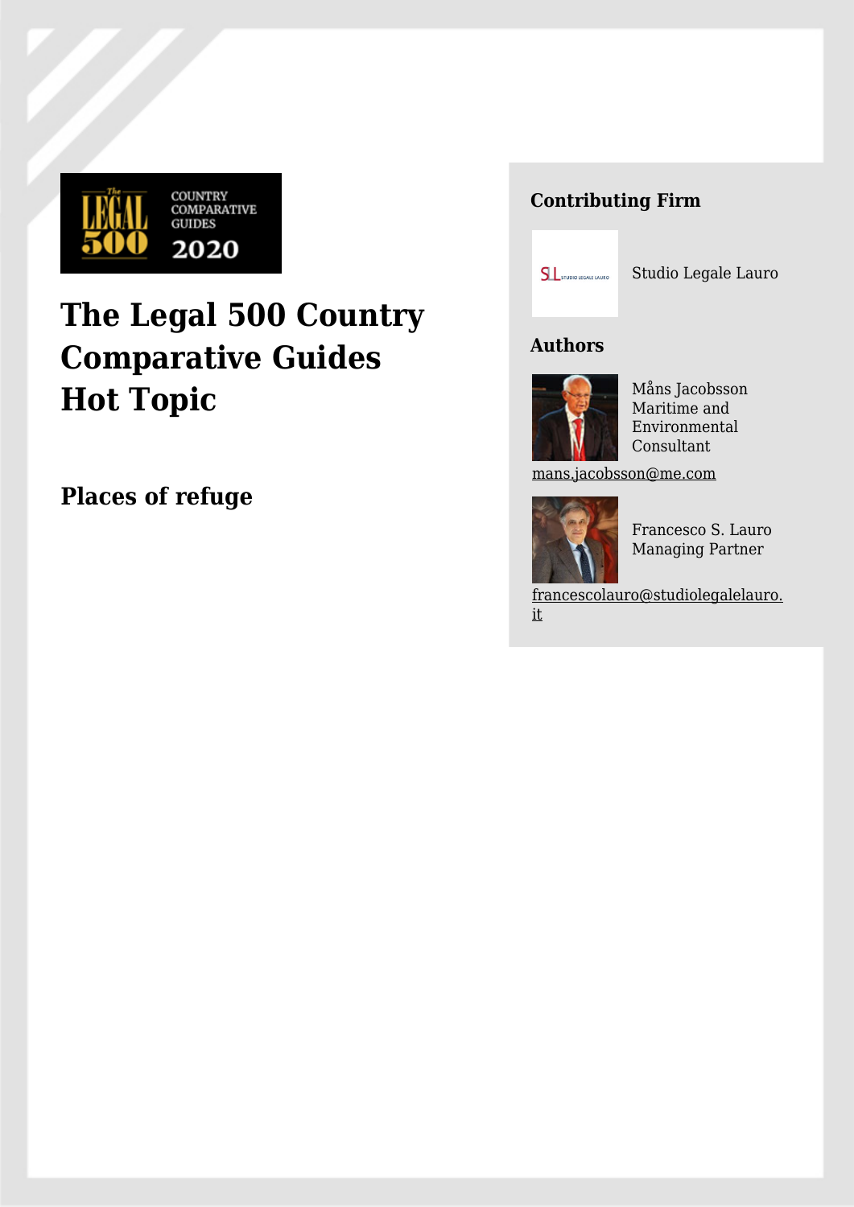# The Legal 500 Country Comparative Guides Hot Topic

## Places of refuge

### Contributing Firm

Studio Legale Lauro

### Authors

Måns Jacobsson
Maritime and Environmental Consultant

mans.jacobsson@me.com

Francesco S. Lauro
Managing Partner

francescolauro@studiolegalelauro.it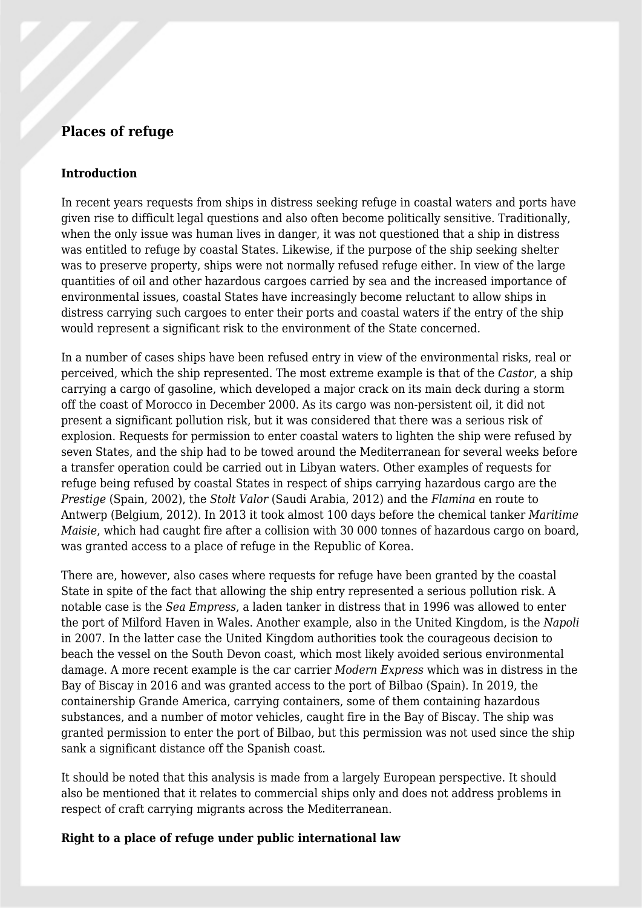## Places of refuge

### Introduction

In recent years requests from ships in distress seeking refuge in coastal waters and ports have given rise to difficult legal questions and also often become politically sensitive. Traditionally, when the only issue was human lives in danger, it was not questioned that a ship in distress was entitled to refuge by coastal States. Likewise, if the purpose of the ship seeking shelter was to preserve property, ships were not normally refused refuge either. In view of the large quantities of oil and other hazardous cargoes carried by sea and the increased importance of environmental issues, coastal States have increasingly become reluctant to allow ships in distress carrying such cargoes to enter their ports and coastal waters if the entry of the ship would represent a significant risk to the environment of the State concerned.

In a number of cases ships have been refused entry in view of the environmental risks, real or perceived, which the ship represented. The most extreme example is that of the *Castor*, a ship carrying a cargo of gasoline, which developed a major crack on its main deck during a storm off the coast of Morocco in December 2000. As its cargo was non-persistent oil, it did not present a significant pollution risk, but it was considered that there was a serious risk of explosion. Requests for permission to enter coastal waters to lighten the ship were refused by seven States, and the ship had to be towed around the Mediterranean for several weeks before a transfer operation could be carried out in Libyan waters. Other examples of requests for refuge being refused by coastal States in respect of ships carrying hazardous cargo are the *Prestige* (Spain, 2002), the *Stolt Valor* (Saudi Arabia, 2012) and the *Flamina* en route to Antwerp (Belgium, 2012). In 2013 it took almost 100 days before the chemical tanker *Maritime Maisie*, which had caught fire after a collision with 30 000 tonnes of hazardous cargo on board, was granted access to a place of refuge in the Republic of Korea.

There are, however, also cases where requests for refuge have been granted by the coastal State in spite of the fact that allowing the ship entry represented a serious pollution risk. A notable case is the *Sea Empress*, a laden tanker in distress that in 1996 was allowed to enter the port of Milford Haven in Wales. Another example, also in the United Kingdom, is the *Napoli* in 2007. In the latter case the United Kingdom authorities took the courageous decision to beach the vessel on the South Devon coast, which most likely avoided serious environmental damage. A more recent example is the car carrier *Modern Express* which was in distress in the Bay of Biscay in 2016 and was granted access to the port of Bilbao (Spain). In 2019, the containership Grande America, carrying containers, some of them containing hazardous substances, and a number of motor vehicles, caught fire in the Bay of Biscay. The ship was granted permission to enter the port of Bilbao, but this permission was not used since the ship sank a significant distance off the Spanish coast.

It should be noted that this analysis is made from a largely European perspective. It should also be mentioned that it relates to commercial ships only and does not address problems in respect of craft carrying migrants across the Mediterranean.

### Right to a place of refuge under public international law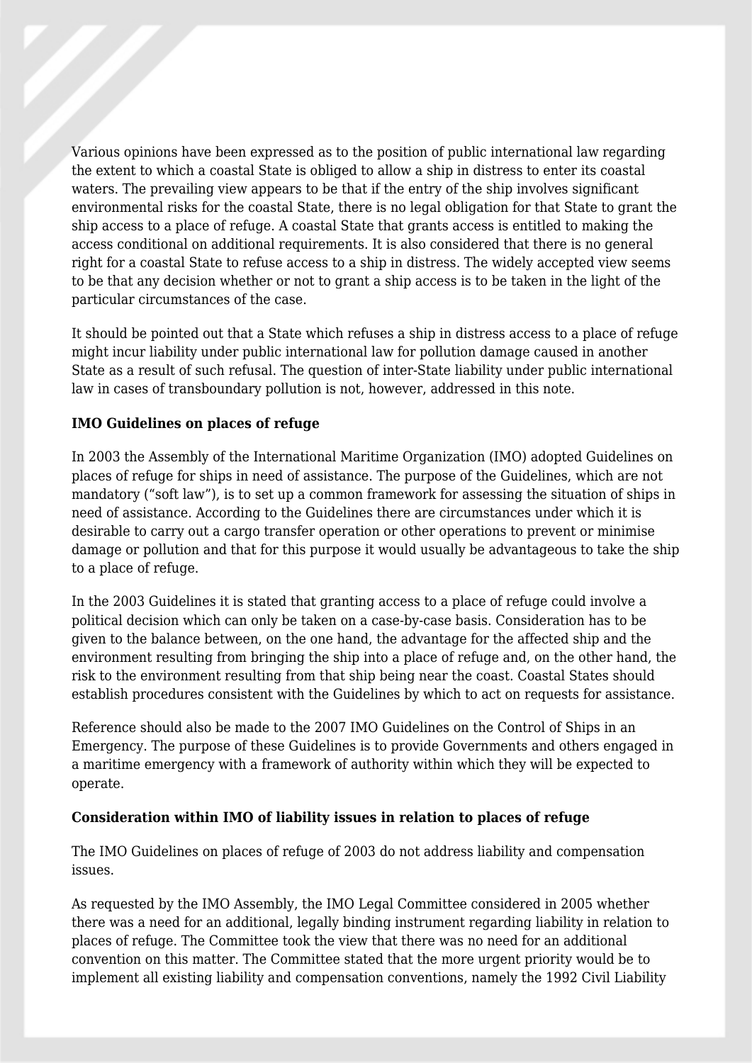Various opinions have been expressed as to the position of public international law regarding the extent to which a coastal State is obliged to allow a ship in distress to enter its coastal waters. The prevailing view appears to be that if the entry of the ship involves significant environmental risks for the coastal State, there is no legal obligation for that State to grant the ship access to a place of refuge. A coastal State that grants access is entitled to making the access conditional on additional requirements. It is also considered that there is no general right for a coastal State to refuse access to a ship in distress. The widely accepted view seems to be that any decision whether or not to grant a ship access is to be taken in the light of the particular circumstances of the case.

It should be pointed out that a State which refuses a ship in distress access to a place of refuge might incur liability under public international law for pollution damage caused in another State as a result of such refusal. The question of inter-State liability under public international law in cases of transboundary pollution is not, however, addressed in this note.

**IMO Guidelines on places of refuge**

In 2003 the Assembly of the International Maritime Organization (IMO) adopted Guidelines on places of refuge for ships in need of assistance. The purpose of the Guidelines, which are not mandatory ("soft law"), is to set up a common framework for assessing the situation of ships in need of assistance. According to the Guidelines there are circumstances under which it is desirable to carry out a cargo transfer operation or other operations to prevent or minimise damage or pollution and that for this purpose it would usually be advantageous to take the ship to a place of refuge.

In the 2003 Guidelines it is stated that granting access to a place of refuge could involve a political decision which can only be taken on a case-by-case basis. Consideration has to be given to the balance between, on the one hand, the advantage for the affected ship and the environment resulting from bringing the ship into a place of refuge and, on the other hand, the risk to the environment resulting from that ship being near the coast. Coastal States should establish procedures consistent with the Guidelines by which to act on requests for assistance.

Reference should also be made to the 2007 IMO Guidelines on the Control of Ships in an Emergency. The purpose of these Guidelines is to provide Governments and others engaged in a maritime emergency with a framework of authority within which they will be expected to operate.

**Consideration within IMO of liability issues in relation to places of refuge**

The IMO Guidelines on places of refuge of 2003 do not address liability and compensation issues.

As requested by the IMO Assembly, the IMO Legal Committee considered in 2005 whether there was a need for an additional, legally binding instrument regarding liability in relation to places of refuge. The Committee took the view that there was no need for an additional convention on this matter. The Committee stated that the more urgent priority would be to implement all existing liability and compensation conventions, namely the 1992 Civil Liability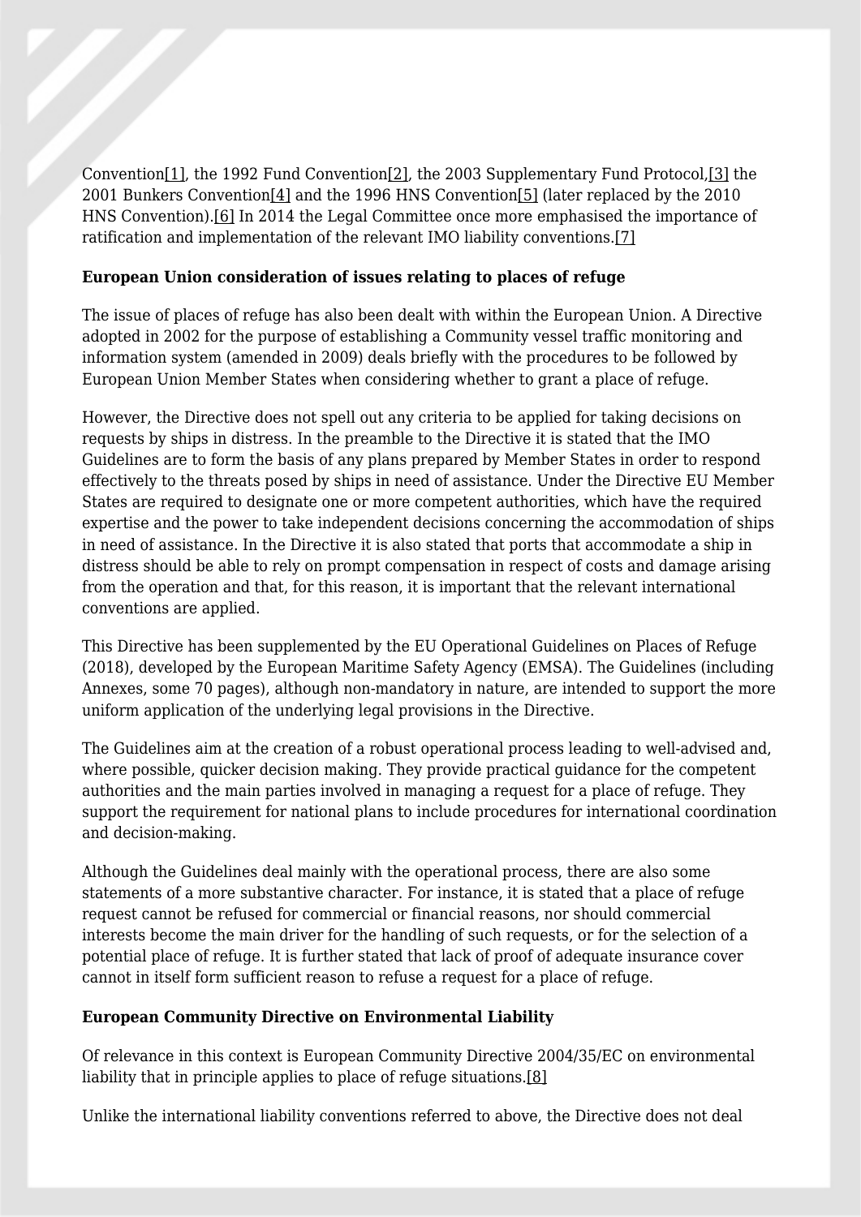Convention[1], the 1992 Fund Convention[2], the 2003 Supplementary Fund Protocol,[3] the 2001 Bunkers Convention[4] and the 1996 HNS Convention[5] (later replaced by the 2010 HNS Convention).[6] In 2014 the Legal Committee once more emphasised the importance of ratification and implementation of the relevant IMO liability conventions.[7]

**European Union consideration of issues relating to places of refuge**

The issue of places of refuge has also been dealt with within the European Union. A Directive adopted in 2002 for the purpose of establishing a Community vessel traffic monitoring and information system (amended in 2009) deals briefly with the procedures to be followed by European Union Member States when considering whether to grant a place of refuge.

However, the Directive does not spell out any criteria to be applied for taking decisions on requests by ships in distress. In the preamble to the Directive it is stated that the IMO Guidelines are to form the basis of any plans prepared by Member States in order to respond effectively to the threats posed by ships in need of assistance. Under the Directive EU Member States are required to designate one or more competent authorities, which have the required expertise and the power to take independent decisions concerning the accommodation of ships in need of assistance. In the Directive it is also stated that ports that accommodate a ship in distress should be able to rely on prompt compensation in respect of costs and damage arising from the operation and that, for this reason, it is important that the relevant international conventions are applied.

This Directive has been supplemented by the EU Operational Guidelines on Places of Refuge (2018), developed by the European Maritime Safety Agency (EMSA). The Guidelines (including Annexes, some 70 pages), although non-mandatory in nature, are intended to support the more uniform application of the underlying legal provisions in the Directive.

The Guidelines aim at the creation of a robust operational process leading to well-advised and, where possible, quicker decision making. They provide practical guidance for the competent authorities and the main parties involved in managing a request for a place of refuge. They support the requirement for national plans to include procedures for international coordination and decision-making.

Although the Guidelines deal mainly with the operational process, there are also some statements of a more substantive character. For instance, it is stated that a place of refuge request cannot be refused for commercial or financial reasons, nor should commercial interests become the main driver for the handling of such requests, or for the selection of a potential place of refuge. It is further stated that lack of proof of adequate insurance cover cannot in itself form sufficient reason to refuse a request for a place of refuge.

**European Community Directive on Environmental Liability**

Of relevance in this context is European Community Directive 2004/35/EC on environmental liability that in principle applies to place of refuge situations.[8]

Unlike the international liability conventions referred to above, the Directive does not deal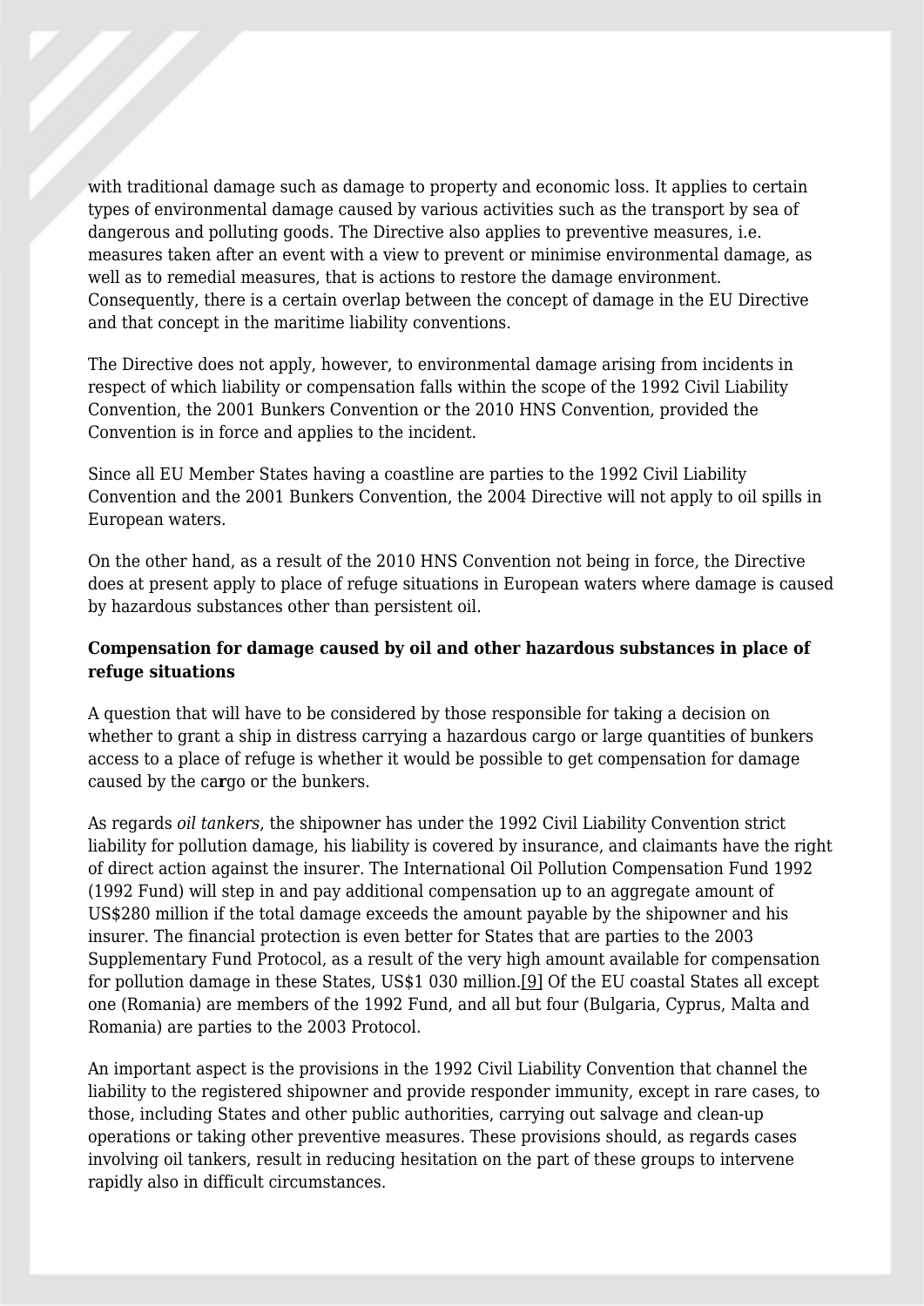with traditional damage such as damage to property and economic loss. It applies to certain types of environmental damage caused by various activities such as the transport by sea of dangerous and polluting goods. The Directive also applies to preventive measures, i.e. measures taken after an event with a view to prevent or minimise environmental damage, as well as to remedial measures, that is actions to restore the damage environment. Consequently, there is a certain overlap between the concept of damage in the EU Directive and that concept in the maritime liability conventions.

The Directive does not apply, however, to environmental damage arising from incidents in respect of which liability or compensation falls within the scope of the 1992 Civil Liability Convention, the 2001 Bunkers Convention or the 2010 HNS Convention, provided the Convention is in force and applies to the incident.

Since all EU Member States having a coastline are parties to the 1992 Civil Liability Convention and the 2001 Bunkers Convention, the 2004 Directive will not apply to oil spills in European waters.

On the other hand, as a result of the 2010 HNS Convention not being in force, the Directive does at present apply to place of refuge situations in European waters where damage is caused by hazardous substances other than persistent oil.

**Compensation for damage caused by oil and other hazardous substances in place of refuge situations**

A question that will have to be considered by those responsible for taking a decision on whether to grant a ship in distress carrying a hazardous cargo or large quantities of bunkers access to a place of refuge is whether it would be possible to get compensation for damage caused by the cargo or the bunkers.

As regards *oil tankers*, the shipowner has under the 1992 Civil Liability Convention strict liability for pollution damage, his liability is covered by insurance, and claimants have the right of direct action against the insurer. The International Oil Pollution Compensation Fund 1992 (1992 Fund) will step in and pay additional compensation up to an aggregate amount of US$280 million if the total damage exceeds the amount payable by the shipowner and his insurer. The financial protection is even better for States that are parties to the 2003 Supplementary Fund Protocol, as a result of the very high amount available for compensation for pollution damage in these States, US$1 030 million.[9] Of the EU coastal States all except one (Romania) are members of the 1992 Fund, and all but four (Bulgaria, Cyprus, Malta and Romania) are parties to the 2003 Protocol.

An important aspect is the provisions in the 1992 Civil Liability Convention that channel the liability to the registered shipowner and provide responder immunity, except in rare cases, to those, including States and other public authorities, carrying out salvage and clean-up operations or taking other preventive measures. These provisions should, as regards cases involving oil tankers, result in reducing hesitation on the part of these groups to intervene rapidly also in difficult circumstances.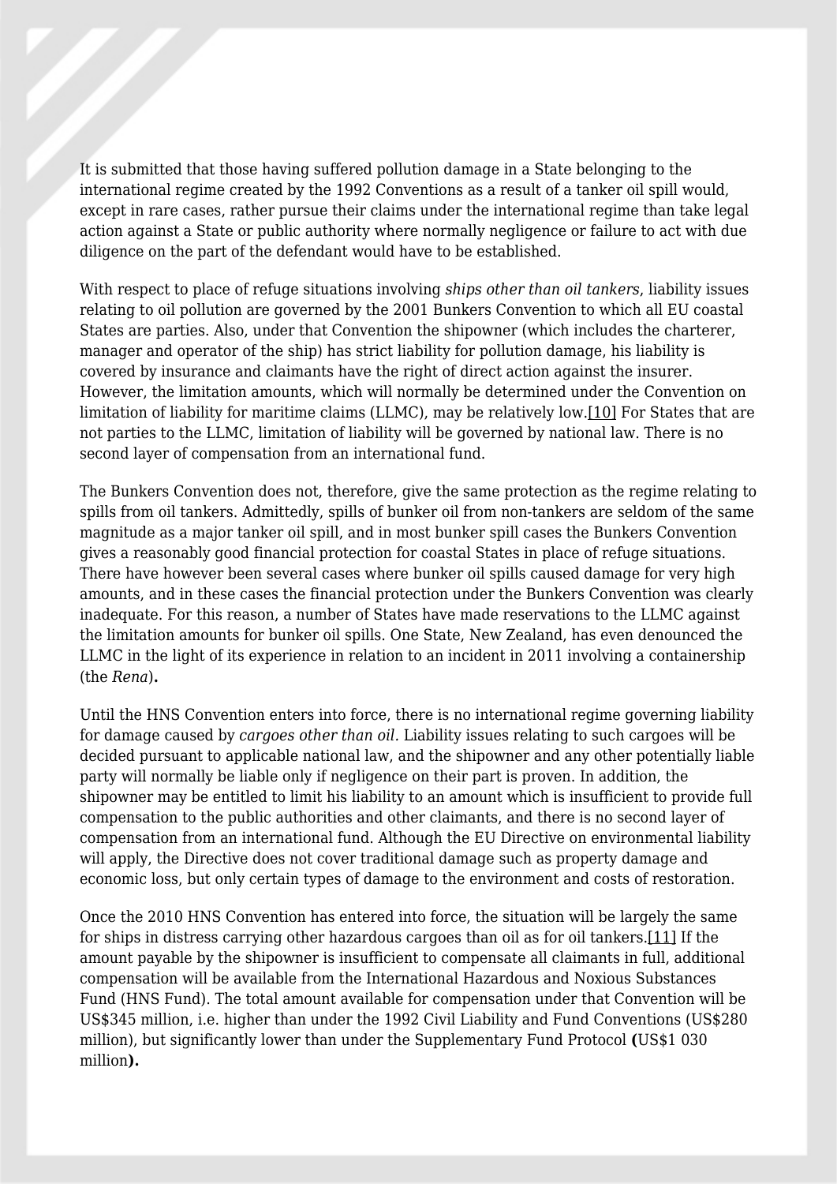It is submitted that those having suffered pollution damage in a State belonging to the international regime created by the 1992 Conventions as a result of a tanker oil spill would, except in rare cases, rather pursue their claims under the international regime than take legal action against a State or public authority where normally negligence or failure to act with due diligence on the part of the defendant would have to be established.

With respect to place of refuge situations involving *ships other than oil tankers*, liability issues relating to oil pollution are governed by the 2001 Bunkers Convention to which all EU coastal States are parties. Also, under that Convention the shipowner (which includes the charterer, manager and operator of the ship) has strict liability for pollution damage, his liability is covered by insurance and claimants have the right of direct action against the insurer. However, the limitation amounts, which will normally be determined under the Convention on limitation of liability for maritime claims (LLMC), may be relatively low.[10] For States that are not parties to the LLMC, limitation of liability will be governed by national law. There is no second layer of compensation from an international fund.

The Bunkers Convention does not, therefore, give the same protection as the regime relating to spills from oil tankers. Admittedly, spills of bunker oil from non-tankers are seldom of the same magnitude as a major tanker oil spill, and in most bunker spill cases the Bunkers Convention gives a reasonably good financial protection for coastal States in place of refuge situations. There have however been several cases where bunker oil spills caused damage for very high amounts, and in these cases the financial protection under the Bunkers Convention was clearly inadequate. For this reason, a number of States have made reservations to the LLMC against the limitation amounts for bunker oil spills. One State, New Zealand, has even denounced the LLMC in the light of its experience in relation to an incident in 2011 involving a containership (the *Rena*)**.**

Until the HNS Convention enters into force, there is no international regime governing liability for damage caused by *cargoes other than oil.* Liability issues relating to such cargoes will be decided pursuant to applicable national law, and the shipowner and any other potentially liable party will normally be liable only if negligence on their part is proven. In addition, the shipowner may be entitled to limit his liability to an amount which is insufficient to provide full compensation to the public authorities and other claimants, and there is no second layer of compensation from an international fund. Although the EU Directive on environmental liability will apply, the Directive does not cover traditional damage such as property damage and economic loss, but only certain types of damage to the environment and costs of restoration.

Once the 2010 HNS Convention has entered into force, the situation will be largely the same for ships in distress carrying other hazardous cargoes than oil as for oil tankers.[11] If the amount payable by the shipowner is insufficient to compensate all claimants in full, additional compensation will be available from the International Hazardous and Noxious Substances Fund (HNS Fund). The total amount available for compensation under that Convention will be US$345 million, i.e. higher than under the 1992 Civil Liability and Fund Conventions (US$280 million), but significantly lower than under the Supplementary Fund Protocol **(**US$1 030 million**).**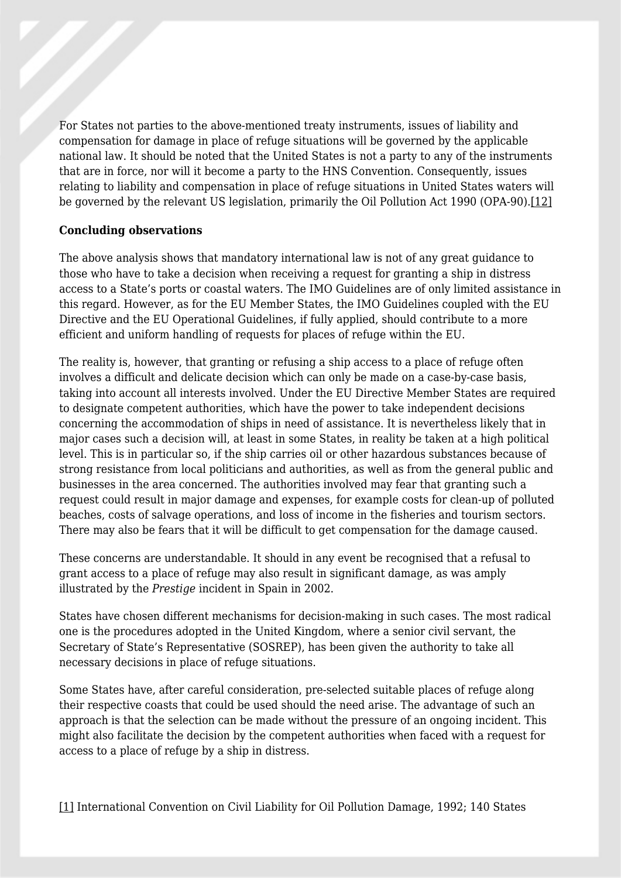For States not parties to the above-mentioned treaty instruments, issues of liability and compensation for damage in place of refuge situations will be governed by the applicable national law. It should be noted that the United States is not a party to any of the instruments that are in force, nor will it become a party to the HNS Convention. Consequently, issues relating to liability and compensation in place of refuge situations in United States waters will be governed by the relevant US legislation, primarily the Oil Pollution Act 1990 (OPA-90).[12]

**Concluding observations**

The above analysis shows that mandatory international law is not of any great guidance to those who have to take a decision when receiving a request for granting a ship in distress access to a State's ports or coastal waters. The IMO Guidelines are of only limited assistance in this regard. However, as for the EU Member States, the IMO Guidelines coupled with the EU Directive and the EU Operational Guidelines, if fully applied, should contribute to a more efficient and uniform handling of requests for places of refuge within the EU.

The reality is, however, that granting or refusing a ship access to a place of refuge often involves a difficult and delicate decision which can only be made on a case-by-case basis, taking into account all interests involved. Under the EU Directive Member States are required to designate competent authorities, which have the power to take independent decisions concerning the accommodation of ships in need of assistance. It is nevertheless likely that in major cases such a decision will, at least in some States, in reality be taken at a high political level. This is in particular so, if the ship carries oil or other hazardous substances because of strong resistance from local politicians and authorities, as well as from the general public and businesses in the area concerned. The authorities involved may fear that granting such a request could result in major damage and expenses, for example costs for clean-up of polluted beaches, costs of salvage operations, and loss of income in the fisheries and tourism sectors. There may also be fears that it will be difficult to get compensation for the damage caused.

These concerns are understandable. It should in any event be recognised that a refusal to grant access to a place of refuge may also result in significant damage, as was amply illustrated by the *Prestige* incident in Spain in 2002.

States have chosen different mechanisms for decision-making in such cases. The most radical one is the procedures adopted in the United Kingdom, where a senior civil servant, the Secretary of State's Representative (SOSREP), has been given the authority to take all necessary decisions in place of refuge situations.

Some States have, after careful consideration, pre-selected suitable places of refuge along their respective coasts that could be used should the need arise. The advantage of such an approach is that the selection can be made without the pressure of an ongoing incident. This might also facilitate the decision by the competent authorities when faced with a request for access to a place of refuge by a ship in distress.

[1] International Convention on Civil Liability for Oil Pollution Damage, 1992; 140 States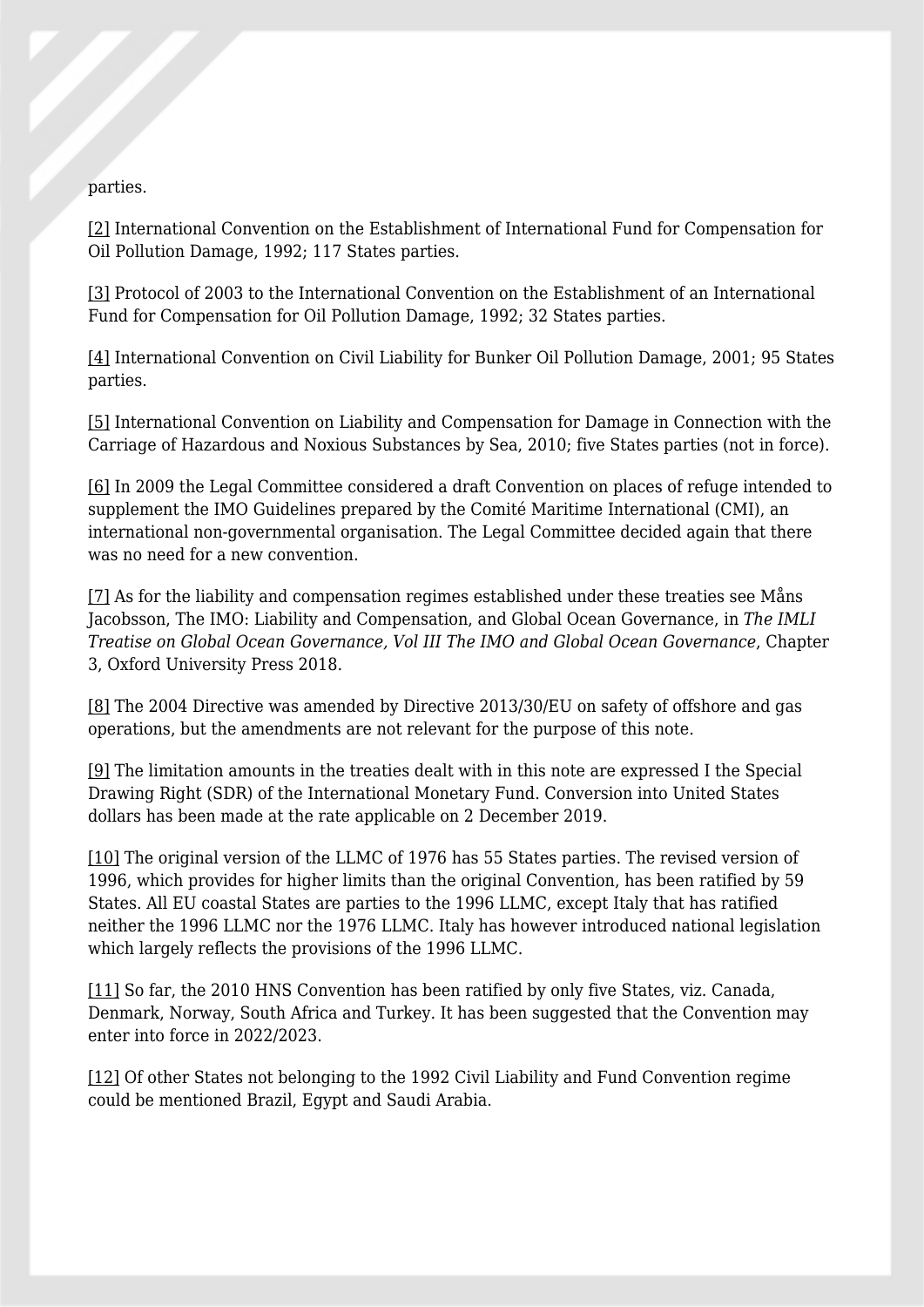parties.

[2] International Convention on the Establishment of International Fund for Compensation for Oil Pollution Damage, 1992; 117 States parties.

[3] Protocol of 2003 to the International Convention on the Establishment of an International Fund for Compensation for Oil Pollution Damage, 1992; 32 States parties.

[4] International Convention on Civil Liability for Bunker Oil Pollution Damage, 2001; 95 States parties.

[5] International Convention on Liability and Compensation for Damage in Connection with the Carriage of Hazardous and Noxious Substances by Sea, 2010; five States parties (not in force).

[6] In 2009 the Legal Committee considered a draft Convention on places of refuge intended to supplement the IMO Guidelines prepared by the Comité Maritime International (CMI), an international non-governmental organisation. The Legal Committee decided again that there was no need for a new convention.

[7] As for the liability and compensation regimes established under these treaties see Måns Jacobsson, The IMO: Liability and Compensation, and Global Ocean Governance, in *The IMLI Treatise on Global Ocean Governance, Vol III The IMO and Global Ocean Governance*, Chapter 3, Oxford University Press 2018.

[8] The 2004 Directive was amended by Directive 2013/30/EU on safety of offshore and gas operations, but the amendments are not relevant for the purpose of this note.

[9] The limitation amounts in the treaties dealt with in this note are expressed I the Special Drawing Right (SDR) of the International Monetary Fund. Conversion into United States dollars has been made at the rate applicable on 2 December 2019.

[10] The original version of the LLMC of 1976 has 55 States parties. The revised version of 1996, which provides for higher limits than the original Convention, has been ratified by 59 States. All EU coastal States are parties to the 1996 LLMC, except Italy that has ratified neither the 1996 LLMC nor the 1976 LLMC. Italy has however introduced national legislation which largely reflects the provisions of the 1996 LLMC.

[11] So far, the 2010 HNS Convention has been ratified by only five States, viz. Canada, Denmark, Norway, South Africa and Turkey. It has been suggested that the Convention may enter into force in 2022/2023.

[12] Of other States not belonging to the 1992 Civil Liability and Fund Convention regime could be mentioned Brazil, Egypt and Saudi Arabia.